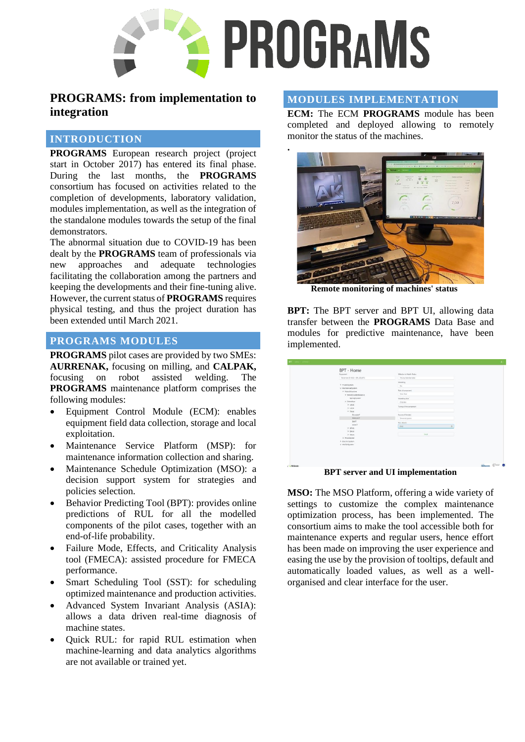# PROGRAMS: from implementation to integration

## INTRODUCTION

**PROGRAMS** European research project (project start in October 2017) has entered its final phase. During the last months, the **PROGRAMS** consortium has focused on activities related to the completion of developments, laboratory validation, modules implementation, as well as the integration of the standalone modules towards the setup of the final demonstrators.

The abnormal situation due to COVID-19 has been dealt by the **PROGRAMS** team of professionals via new approaches and adequate technologies facilitating the collaboration among the partners and keeping the developments and their fine-tuning alive. However, the current status of **PROGRAMS** requires physical testing, and thus the project duration has been extended until March 2021.

## PROGRAMS MODULES

**PROGRAMS** pilot cases are provided by two SMEs: **AURRENAK,** focusing on milling, and **CALPAK,** focusing on robot assisted welding. The **PROGRAMS** maintenance platform comprises the following modules:

- Equipment Control Module (ECM): enables equipment field data collection, storage and local exploitation.
- Maintenance Service Platform (MSP): for maintenance information collection and sharing.
- Maintenance Schedule Optimization (MSO): a decision support system for strategies and policies selection.
- Behavior Predicting Tool (BPT): provides online predictions of RUL for all the modelled components of the pilot cases, together with an end-of-life probability.
- Failure Mode, Effects, and Criticality Analysis tool (FMECA): assisted procedure for FMECA performance.
- Smart Scheduling Tool (SST): for scheduling optimized maintenance and production activities.
- Advanced System Invariant Analysis (ASIA): allows a data driven real-time diagnosis of machine states.
- Quick RUL: for rapid RUL estimation when machine-learning and data analytics algorithms are not available or trained yet.

## MODULES IMPLEMENTATION

**ECM:** The ECM **PROGRAMS** module has been completed and deployed allowing to remotely monitor the status of the machines.

.

**Remote monitoring of machines' status**

**BPT:** The BPT server and BPT UI, allowing data transfer between the **PROGRAMS** Data Base and modules for predictive maintenance, have been implemented.

**BPT server and UI implementation**

**MSO:** The MSO Platform, offering a wide variety of settings to customize the complex maintenance optimization process, has been implemented. The consortium aims to make the tool accessible both for maintenance experts and regular users, hence effort has been made on improving the user experience and easing the use by the provision of tooltips, default and automatically loaded values, as well as a well-organised and clear interface for the user.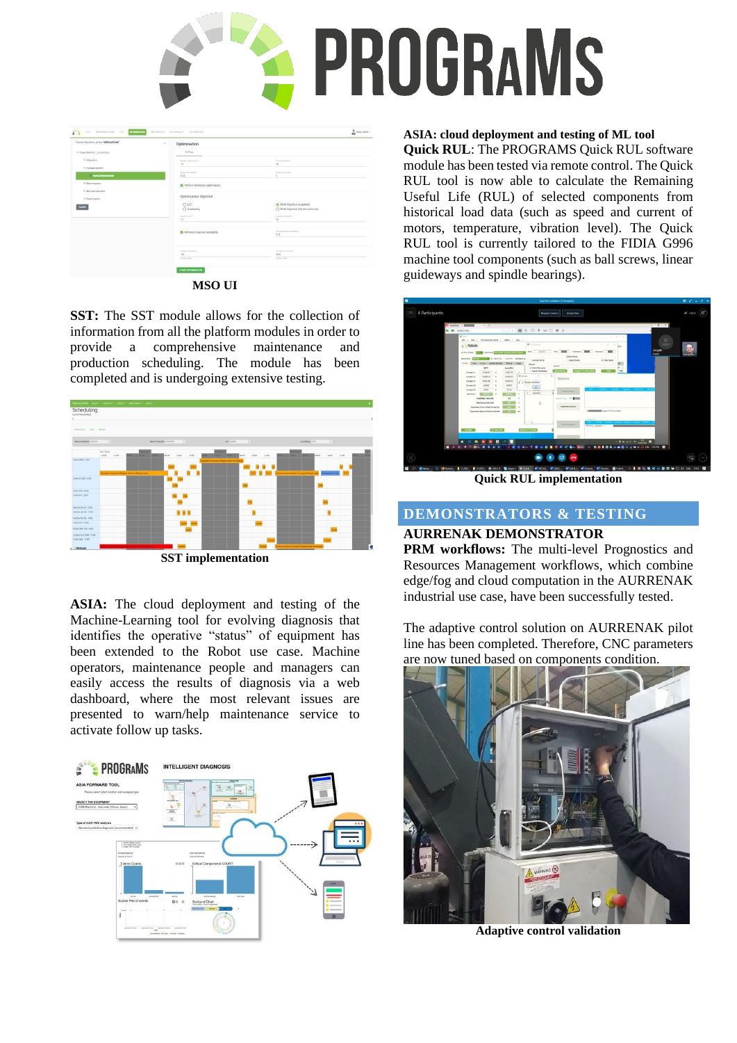MSO UI

**SST:** The SST module allows for the collection of information from all the platform modules in order to provide a comprehensive maintenance and production scheduling. The module has been completed and is undergoing extensive testing.

SST implementation

**ASIA:** The cloud deployment and testing of the Machine-Learning tool for evolving diagnosis that identifies the operative "status" of equipment has been extended to the Robot use case. Machine operators, maintenance people and managers can easily access the results of diagnosis via a web dashboard, where the most relevant issues are presented to warn/help maintenance service to activate follow up tasks.

**ASIA: cloud deployment and testing of ML tool**

**Quick RUL**: The PROGRAMS Quick RUL software module has been tested via remote control. The Quick RUL tool is now able to calculate the Remaining Useful Life (RUL) of selected components from historical load data (such as speed and current of motors, temperature, vibration level). The Quick RUL tool is currently tailored to the FIDIA G996 machine tool components (such as ball screws, linear guideways and spindle bearings).

Quick RUL implementation

## DEMONSTRATORS & TESTING

### AURRENAK DEMONSTRATOR

**PRM workflows:** The multi-level Prognostics and Resources Management workflows, which combine edge/fog and cloud computation in the AURRENAK industrial use case, have been successfully tested.

The adaptive control solution on AURRENAK pilot line has been completed. Therefore, CNC parameters are now tuned based on components condition.

Adaptive control validation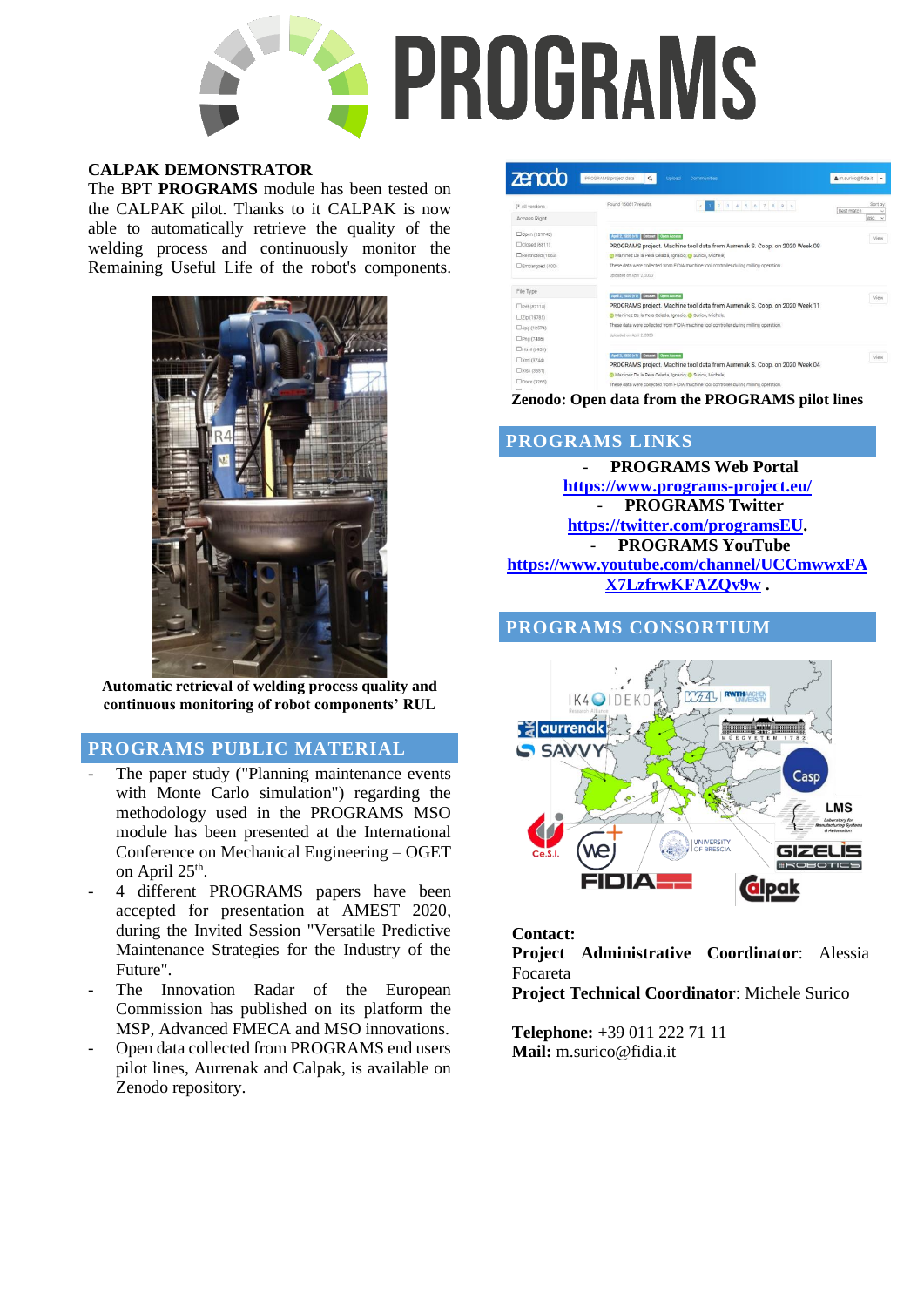## CALPAK DEMONSTRATOR

The BPT **PROGRAMS** module has been tested on the CALPAK pilot. Thanks to it CALPAK is now able to automatically retrieve the quality of the welding process and continuously monitor the Remaining Useful Life of the robot's components.

**Automatic retrieval of welding process quality and continuous monitoring of robot components' RUL**

## PROGRAMS PUBLIC MATERIAL

- The paper study ("Planning maintenance events with Monte Carlo simulation") regarding the methodology used in the PROGRAMS MSO module has been presented at the International Conference on Mechanical Engineering – OGET on April 25th.
- 4 different PROGRAMS papers have been accepted for presentation at AMEST 2020, during the Invited Session "Versatile Predictive Maintenance Strategies for the Industry of the Future".
- The Innovation Radar of the European Commission has published on its platform the MSP, Advanced FMECA and MSO innovations.
- Open data collected from PROGRAMS end users pilot lines, Aurrenak and Calpak, is available on Zenodo repository.

**Zenodo: Open data from the PROGRAMS pilot lines**

## PROGRAMS LINKS

- **PROGRAMS Web Portal**
  https://www.programs-project.eu/
- **PROGRAMS Twitter**
  https://twitter.com/programsEU.
- **PROGRAMS YouTube**
  https://www.youtube.com/channel/UCCmwwxFAX7LzfrwKFAZQv9w .

## PROGRAMS CONSORTIUM

**Contact:**

**Project Administrative Coordinator**: Alessia Focareta

**Project Technical Coordinator**: Michele Surico

**Telephone:** +39 011 222 71 11

**Mail:** m.surico@fidia.it